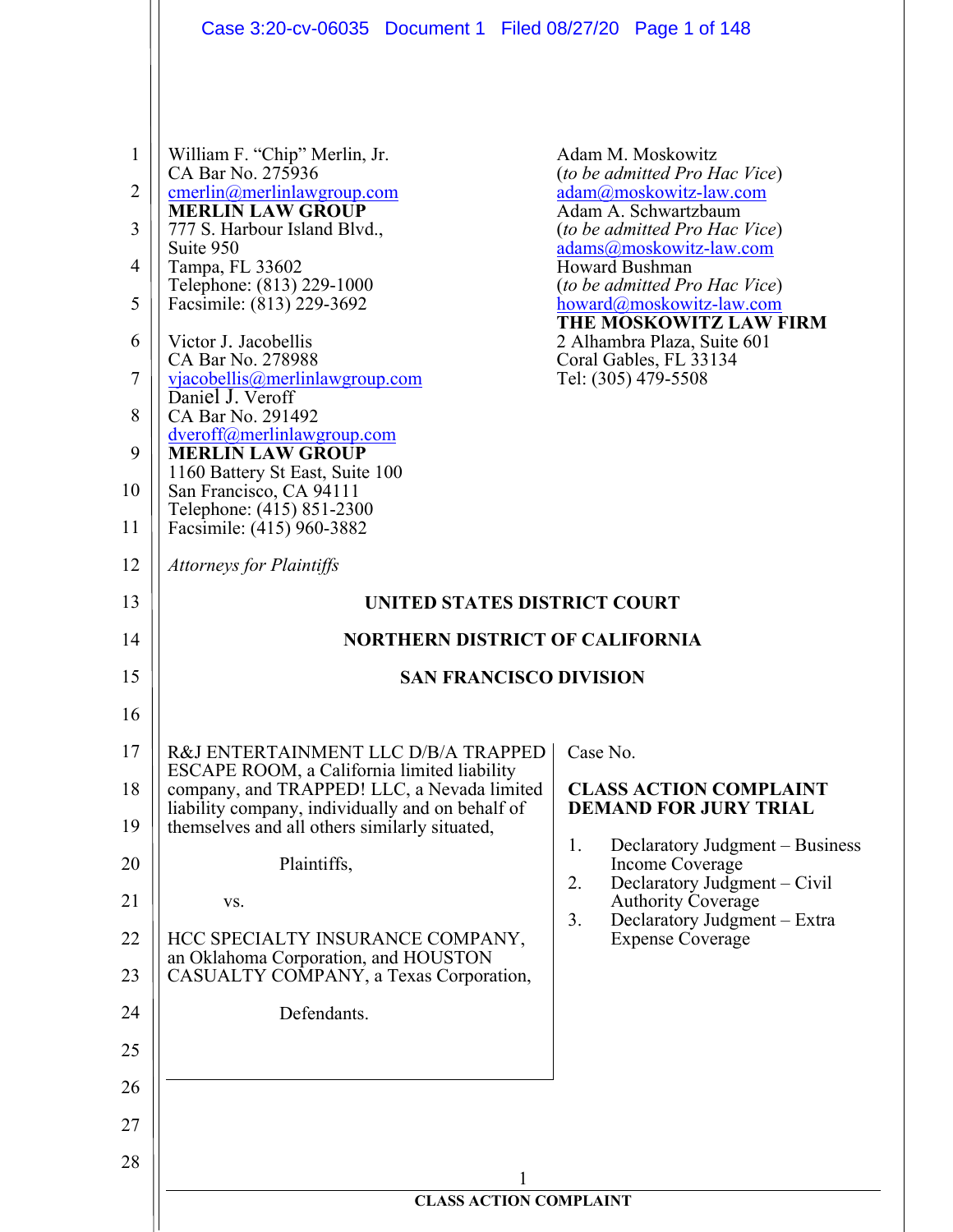William F. "Chip" Merlin, Jr.
CA Bar No. 275936
cmerlin@merlinlawgroup.com
**MERLIN LAW GROUP**
777 S. Harbour Island Blvd.,
Suite 950
Tampa, FL 33602
Telephone: (813) 229-1000
Facsimile: (813) 229-3692

Victor J. Jacobellis
CA Bar No. 278988
vjacobellis@merlinlawgroup.com
Daniel J. Veroff
CA Bar No. 291492
dveroff@merlinlawgroup.com
**MERLIN LAW GROUP**
1160 Battery St East, Suite 100
San Francisco, CA 94111
Telephone: (415) 851-2300
Facsimile: (415) 960-3882

Adam M. Moskowitz
(*to be admitted Pro Hac Vice*)
adam@moskowitz-law.com
Adam A. Schwartzbaum
(*to be admitted Pro Hac Vice*)
adams@moskowitz-law.com
Howard Bushman
(*to be admitted Pro Hac Vice*)
howard@moskowitz-law.com
**THE MOSKOWITZ LAW FIRM**
2 Alhambra Plaza, Suite 601
Coral Gables, FL 33134
Tel: (305) 479-5508

*Attorneys for Plaintiffs*

**UNITED STATES DISTRICT COURT**

**NORTHERN DISTRICT OF CALIFORNIA**

**SAN FRANCISCO DIVISION**

R&J ENTERTAINMENT LLC D/B/A TRAPPED ESCAPE ROOM, a California limited liability company, and TRAPPED! LLC, a Nevada limited liability company, individually and on behalf of themselves and all others similarly situated,

Plaintiffs,

vs.

HCC SPECIALTY INSURANCE COMPANY, an Oklahoma Corporation, and HOUSTON CASUALTY COMPANY, a Texas Corporation,

Defendants.

Case No.

**CLASS ACTION COMPLAINT**
**DEMAND FOR JURY TRIAL**

1. Declaratory Judgment – Business Income Coverage
2. Declaratory Judgment – Civil Authority Coverage
3. Declaratory Judgment – Extra Expense Coverage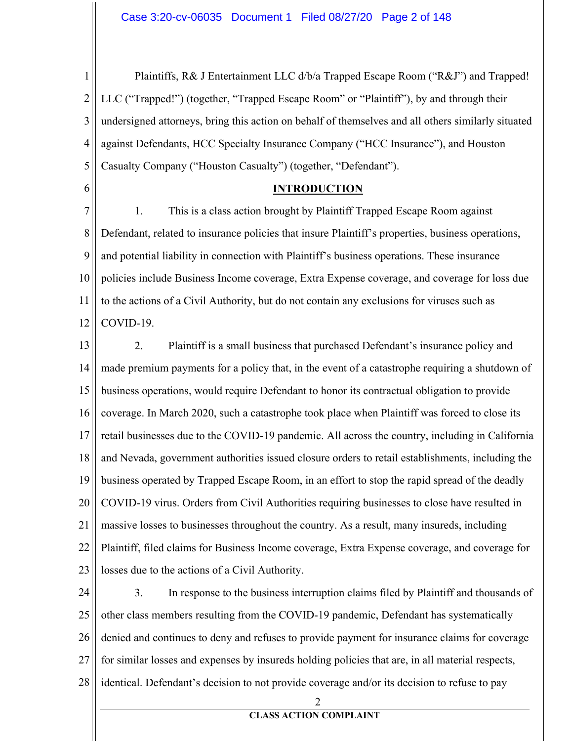Plaintiffs, R& J Entertainment LLC d/b/a Trapped Escape Room ("R&J") and Trapped! LLC ("Trapped!") (together, "Trapped Escape Room" or "Plaintiff"), by and through their undersigned attorneys, bring this action on behalf of themselves and all others similarly situated against Defendants, HCC Specialty Insurance Company ("HCC Insurance"), and Houston Casualty Company ("Houston Casualty") (together, "Defendant").

## INTRODUCTION

1. This is a class action brought by Plaintiff Trapped Escape Room against Defendant, related to insurance policies that insure Plaintiff's properties, business operations, and potential liability in connection with Plaintiff's business operations. These insurance policies include Business Income coverage, Extra Expense coverage, and coverage for loss due to the actions of a Civil Authority, but do not contain any exclusions for viruses such as COVID-19.

2. Plaintiff is a small business that purchased Defendant's insurance policy and made premium payments for a policy that, in the event of a catastrophe requiring a shutdown of business operations, would require Defendant to honor its contractual obligation to provide coverage. In March 2020, such a catastrophe took place when Plaintiff was forced to close its retail businesses due to the COVID-19 pandemic. All across the country, including in California and Nevada, government authorities issued closure orders to retail establishments, including the business operated by Trapped Escape Room, in an effort to stop the rapid spread of the deadly COVID-19 virus. Orders from Civil Authorities requiring businesses to close have resulted in massive losses to businesses throughout the country. As a result, many insureds, including Plaintiff, filed claims for Business Income coverage, Extra Expense coverage, and coverage for losses due to the actions of a Civil Authority.

3. In response to the business interruption claims filed by Plaintiff and thousands of other class members resulting from the COVID-19 pandemic, Defendant has systematically denied and continues to deny and refuses to provide payment for insurance claims for coverage for similar losses and expenses by insureds holding policies that are, in all material respects, identical. Defendant's decision to not provide coverage and/or its decision to refuse to pay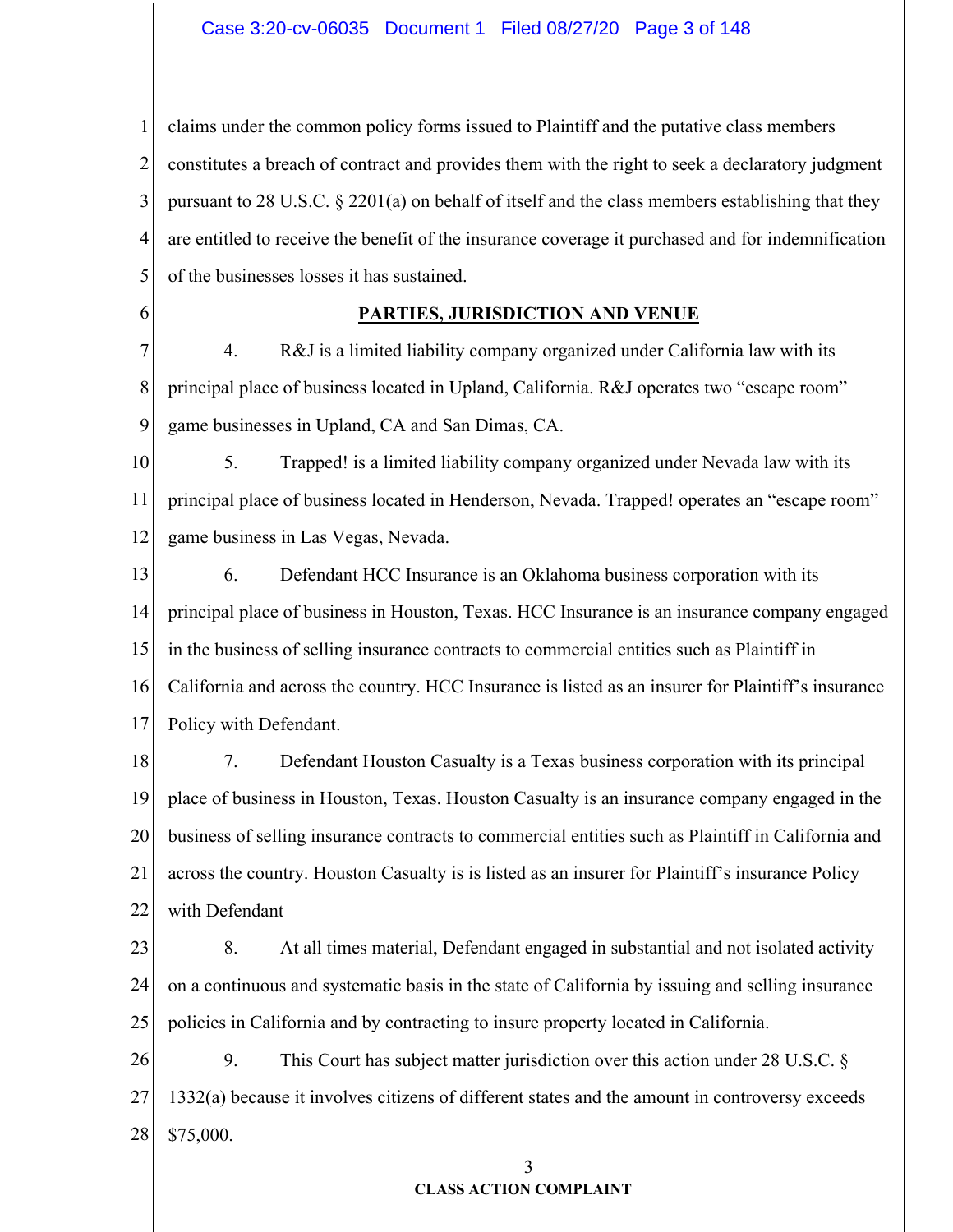claims under the common policy forms issued to Plaintiff and the putative class members constitutes a breach of contract and provides them with the right to seek a declaratory judgment pursuant to 28 U.S.C. § 2201(a) on behalf of itself and the class members establishing that they are entitled to receive the benefit of the insurance coverage it purchased and for indemnification of the businesses losses it has sustained.

## PARTIES, JURISDICTION AND VENUE

4. R&J is a limited liability company organized under California law with its principal place of business located in Upland, California. R&J operates two "escape room" game businesses in Upland, CA and San Dimas, CA.

5. Trapped! is a limited liability company organized under Nevada law with its principal place of business located in Henderson, Nevada. Trapped! operates an "escape room" game business in Las Vegas, Nevada.

6. Defendant HCC Insurance is an Oklahoma business corporation with its principal place of business in Houston, Texas. HCC Insurance is an insurance company engaged in the business of selling insurance contracts to commercial entities such as Plaintiff in California and across the country. HCC Insurance is listed as an insurer for Plaintiff's insurance Policy with Defendant.

7. Defendant Houston Casualty is a Texas business corporation with its principal place of business in Houston, Texas. Houston Casualty is an insurance company engaged in the business of selling insurance contracts to commercial entities such as Plaintiff in California and across the country. Houston Casualty is is listed as an insurer for Plaintiff's insurance Policy with Defendant

8. At all times material, Defendant engaged in substantial and not isolated activity on a continuous and systematic basis in the state of California by issuing and selling insurance policies in California and by contracting to insure property located in California.

9. This Court has subject matter jurisdiction over this action under 28 U.S.C. § 1332(a) because it involves citizens of different states and the amount in controversy exceeds $75,000.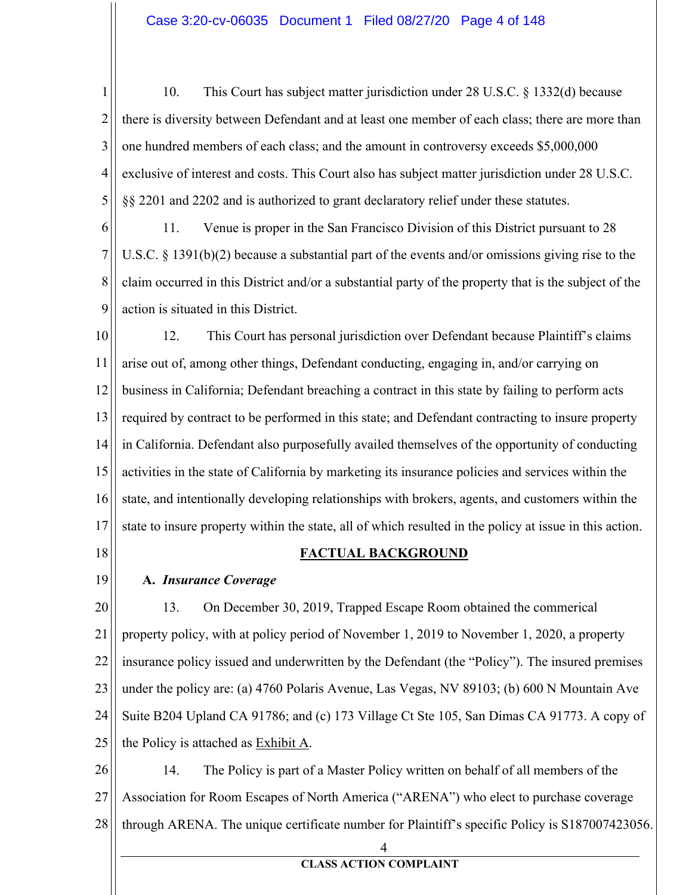10. This Court has subject matter jurisdiction under 28 U.S.C. § 1332(d) because there is diversity between Defendant and at least one member of each class; there are more than one hundred members of each class; and the amount in controversy exceeds $5,000,000 exclusive of interest and costs. This Court also has subject matter jurisdiction under 28 U.S.C. §§ 2201 and 2202 and is authorized to grant declaratory relief under these statutes.

11. Venue is proper in the San Francisco Division of this District pursuant to 28 U.S.C. § 1391(b)(2) because a substantial part of the events and/or omissions giving rise to the claim occurred in this District and/or a substantial party of the property that is the subject of the action is situated in this District.

12. This Court has personal jurisdiction over Defendant because Plaintiff's claims arise out of, among other things, Defendant conducting, engaging in, and/or carrying on business in California; Defendant breaching a contract in this state by failing to perform acts required by contract to be performed in this state; and Defendant contracting to insure property in California. Defendant also purposefully availed themselves of the opportunity of conducting activities in the state of California by marketing its insurance policies and services within the state, and intentionally developing relationships with brokers, agents, and customers within the state to insure property within the state, all of which resulted in the policy at issue in this action.

## FACTUAL BACKGROUND

### A. *Insurance Coverage*

13. On December 30, 2019, Trapped Escape Room obtained the commerical property policy, with at policy period of November 1, 2019 to November 1, 2020, a property insurance policy issued and underwritten by the Defendant (the "Policy"). The insured premises under the policy are: (a) 4760 Polaris Avenue, Las Vegas, NV 89103; (b) 600 N Mountain Ave Suite B204 Upland CA 91786; and (c) 173 Village Ct Ste 105, San Dimas CA 91773. A copy of the Policy is attached as Exhibit A.

14. The Policy is part of a Master Policy written on behalf of all members of the Association for Room Escapes of North America ("ARENA") who elect to purchase coverage through ARENA. The unique certificate number for Plaintiff's specific Policy is S187007423056.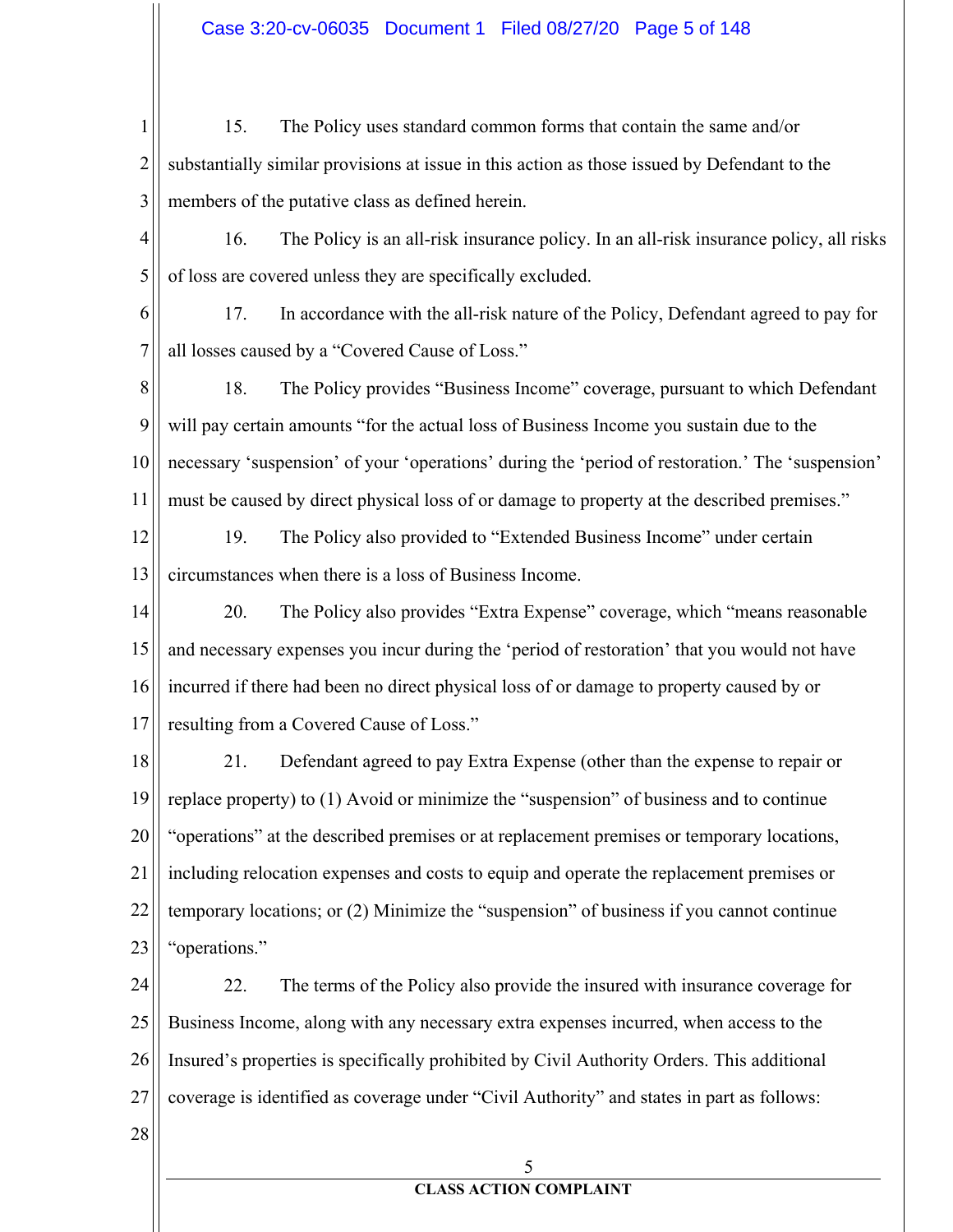15. The Policy uses standard common forms that contain the same and/or substantially similar provisions at issue in this action as those issued by Defendant to the members of the putative class as defined herein.

16. The Policy is an all-risk insurance policy. In an all-risk insurance policy, all risks of loss are covered unless they are specifically excluded.

17. In accordance with the all-risk nature of the Policy, Defendant agreed to pay for all losses caused by a "Covered Cause of Loss."

18. The Policy provides "Business Income" coverage, pursuant to which Defendant will pay certain amounts "for the actual loss of Business Income you sustain due to the necessary 'suspension' of your 'operations' during the 'period of restoration.' The 'suspension' must be caused by direct physical loss of or damage to property at the described premises."

19. The Policy also provided to "Extended Business Income" under certain circumstances when there is a loss of Business Income.

20. The Policy also provides "Extra Expense" coverage, which "means reasonable and necessary expenses you incur during the 'period of restoration' that you would not have incurred if there had been no direct physical loss of or damage to property caused by or resulting from a Covered Cause of Loss."

21. Defendant agreed to pay Extra Expense (other than the expense to repair or replace property) to (1) Avoid or minimize the "suspension" of business and to continue "operations" at the described premises or at replacement premises or temporary locations, including relocation expenses and costs to equip and operate the replacement premises or temporary locations; or (2) Minimize the "suspension" of business if you cannot continue "operations."

22. The terms of the Policy also provide the insured with insurance coverage for Business Income, along with any necessary extra expenses incurred, when access to the Insured's properties is specifically prohibited by Civil Authority Orders. This additional coverage is identified as coverage under "Civil Authority" and states in part as follows: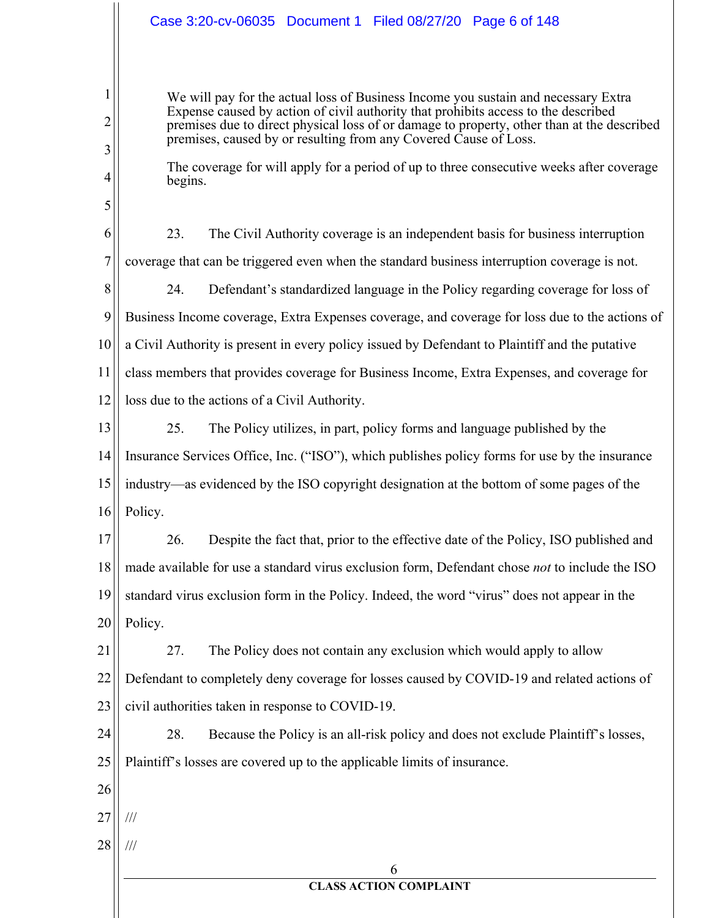> We will pay for the actual loss of Business Income you sustain and necessary Extra Expense caused by action of civil authority that prohibits access to the described premises due to direct physical loss of or damage to property, other than at the described premises, caused by or resulting from any Covered Cause of Loss.
>
> The coverage for will apply for a period of up to three consecutive weeks after coverage begins.

23. The Civil Authority coverage is an independent basis for business interruption coverage that can be triggered even when the standard business interruption coverage is not.

24. Defendant's standardized language in the Policy regarding coverage for loss of Business Income coverage, Extra Expenses coverage, and coverage for loss due to the actions of a Civil Authority is present in every policy issued by Defendant to Plaintiff and the putative class members that provides coverage for Business Income, Extra Expenses, and coverage for loss due to the actions of a Civil Authority.

25. The Policy utilizes, in part, policy forms and language published by the Insurance Services Office, Inc. ("ISO"), which publishes policy forms for use by the insurance industry—as evidenced by the ISO copyright designation at the bottom of some pages of the Policy.

26. Despite the fact that, prior to the effective date of the Policy, ISO published and made available for use a standard virus exclusion form, Defendant chose *not* to include the ISO standard virus exclusion form in the Policy. Indeed, the word "virus" does not appear in the Policy.

27. The Policy does not contain any exclusion which would apply to allow Defendant to completely deny coverage for losses caused by COVID-19 and related actions of civil authorities taken in response to COVID-19.

28. Because the Policy is an all-risk policy and does not exclude Plaintiff's losses, Plaintiff's losses are covered up to the applicable limits of insurance.

///

///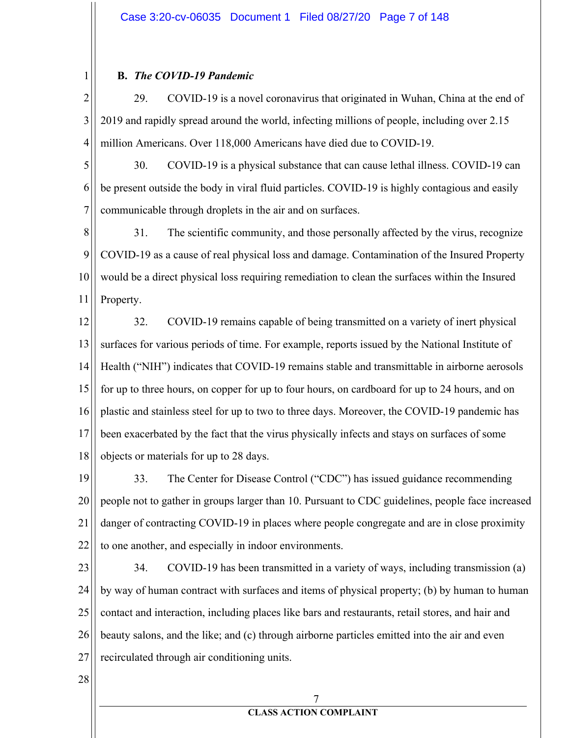### B. *The COVID-19 Pandemic*

29. COVID-19 is a novel coronavirus that originated in Wuhan, China at the end of 2019 and rapidly spread around the world, infecting millions of people, including over 2.15 million Americans. Over 118,000 Americans have died due to COVID-19.

30. COVID-19 is a physical substance that can cause lethal illness. COVID-19 can be present outside the body in viral fluid particles. COVID-19 is highly contagious and easily communicable through droplets in the air and on surfaces.

31. The scientific community, and those personally affected by the virus, recognize COVID-19 as a cause of real physical loss and damage. Contamination of the Insured Property would be a direct physical loss requiring remediation to clean the surfaces within the Insured Property.

32. COVID-19 remains capable of being transmitted on a variety of inert physical surfaces for various periods of time. For example, reports issued by the National Institute of Health ("NIH") indicates that COVID-19 remains stable and transmittable in airborne aerosols for up to three hours, on copper for up to four hours, on cardboard for up to 24 hours, and on plastic and stainless steel for up to two to three days. Moreover, the COVID-19 pandemic has been exacerbated by the fact that the virus physically infects and stays on surfaces of some objects or materials for up to 28 days.

33. The Center for Disease Control ("CDC") has issued guidance recommending people not to gather in groups larger than 10. Pursuant to CDC guidelines, people face increased danger of contracting COVID-19 in places where people congregate and are in close proximity to one another, and especially in indoor environments.

34. COVID-19 has been transmitted in a variety of ways, including transmission (a) by way of human contract with surfaces and items of physical property; (b) by human to human contact and interaction, including places like bars and restaurants, retail stores, and hair and beauty salons, and the like; and (c) through airborne particles emitted into the air and even recirculated through air conditioning units.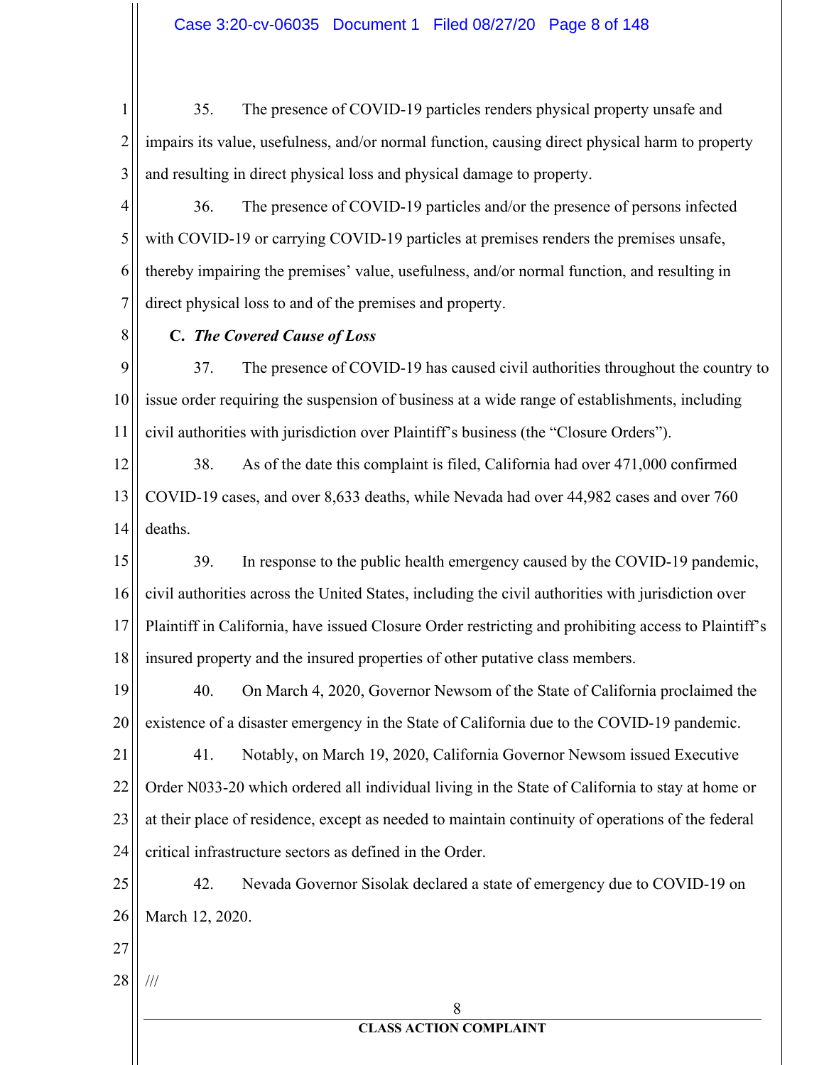35. The presence of COVID-19 particles renders physical property unsafe and impairs its value, usefulness, and/or normal function, causing direct physical harm to property and resulting in direct physical loss and physical damage to property.

36. The presence of COVID-19 particles and/or the presence of persons infected with COVID-19 or carrying COVID-19 particles at premises renders the premises unsafe, thereby impairing the premises' value, usefulness, and/or normal function, and resulting in direct physical loss to and of the premises and property.

### C. *The Covered Cause of Loss*

37. The presence of COVID-19 has caused civil authorities throughout the country to issue order requiring the suspension of business at a wide range of establishments, including civil authorities with jurisdiction over Plaintiff's business (the "Closure Orders").

38. As of the date this complaint is filed, California had over 471,000 confirmed COVID-19 cases, and over 8,633 deaths, while Nevada had over 44,982 cases and over 760 deaths.

39. In response to the public health emergency caused by the COVID-19 pandemic, civil authorities across the United States, including the civil authorities with jurisdiction over Plaintiff in California, have issued Closure Order restricting and prohibiting access to Plaintiff's insured property and the insured properties of other putative class members.

40. On March 4, 2020, Governor Newsom of the State of California proclaimed the existence of a disaster emergency in the State of California due to the COVID-19 pandemic.

41. Notably, on March 19, 2020, California Governor Newsom issued Executive Order N033-20 which ordered all individual living in the State of California to stay at home or at their place of residence, except as needed to maintain continuity of operations of the federal critical infrastructure sectors as defined in the Order.

42. Nevada Governor Sisolak declared a state of emergency due to COVID-19 on March 12, 2020.

///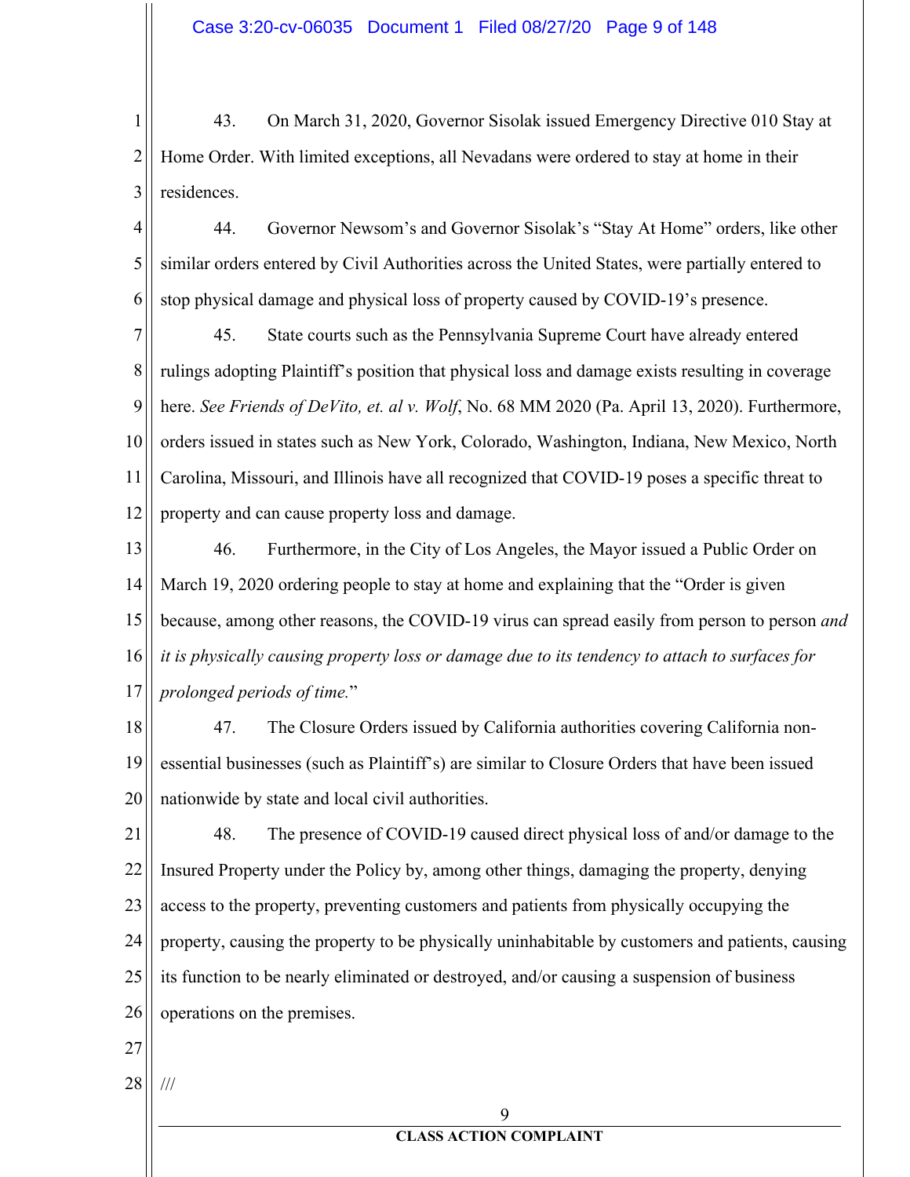43. On March 31, 2020, Governor Sisolak issued Emergency Directive 010 Stay at Home Order. With limited exceptions, all Nevadans were ordered to stay at home in their residences.

44. Governor Newsom's and Governor Sisolak's "Stay At Home" orders, like other similar orders entered by Civil Authorities across the United States, were partially entered to stop physical damage and physical loss of property caused by COVID-19's presence.

45. State courts such as the Pennsylvania Supreme Court have already entered rulings adopting Plaintiff's position that physical loss and damage exists resulting in coverage here. *See Friends of DeVito, et. al v. Wolf*, No. 68 MM 2020 (Pa. April 13, 2020). Furthermore, orders issued in states such as New York, Colorado, Washington, Indiana, New Mexico, North Carolina, Missouri, and Illinois have all recognized that COVID-19 poses a specific threat to property and can cause property loss and damage.

46. Furthermore, in the City of Los Angeles, the Mayor issued a Public Order on March 19, 2020 ordering people to stay at home and explaining that the "Order is given because, among other reasons, the COVID-19 virus can spread easily from person to person *and it is physically causing property loss or damage due to its tendency to attach to surfaces for prolonged periods of time.*"

47. The Closure Orders issued by California authorities covering California non-essential businesses (such as Plaintiff's) are similar to Closure Orders that have been issued nationwide by state and local civil authorities.

48. The presence of COVID-19 caused direct physical loss of and/or damage to the Insured Property under the Policy by, among other things, damaging the property, denying access to the property, preventing customers and patients from physically occupying the property, causing the property to be physically uninhabitable by customers and patients, causing its function to be nearly eliminated or destroyed, and/or causing a suspension of business operations on the premises.

///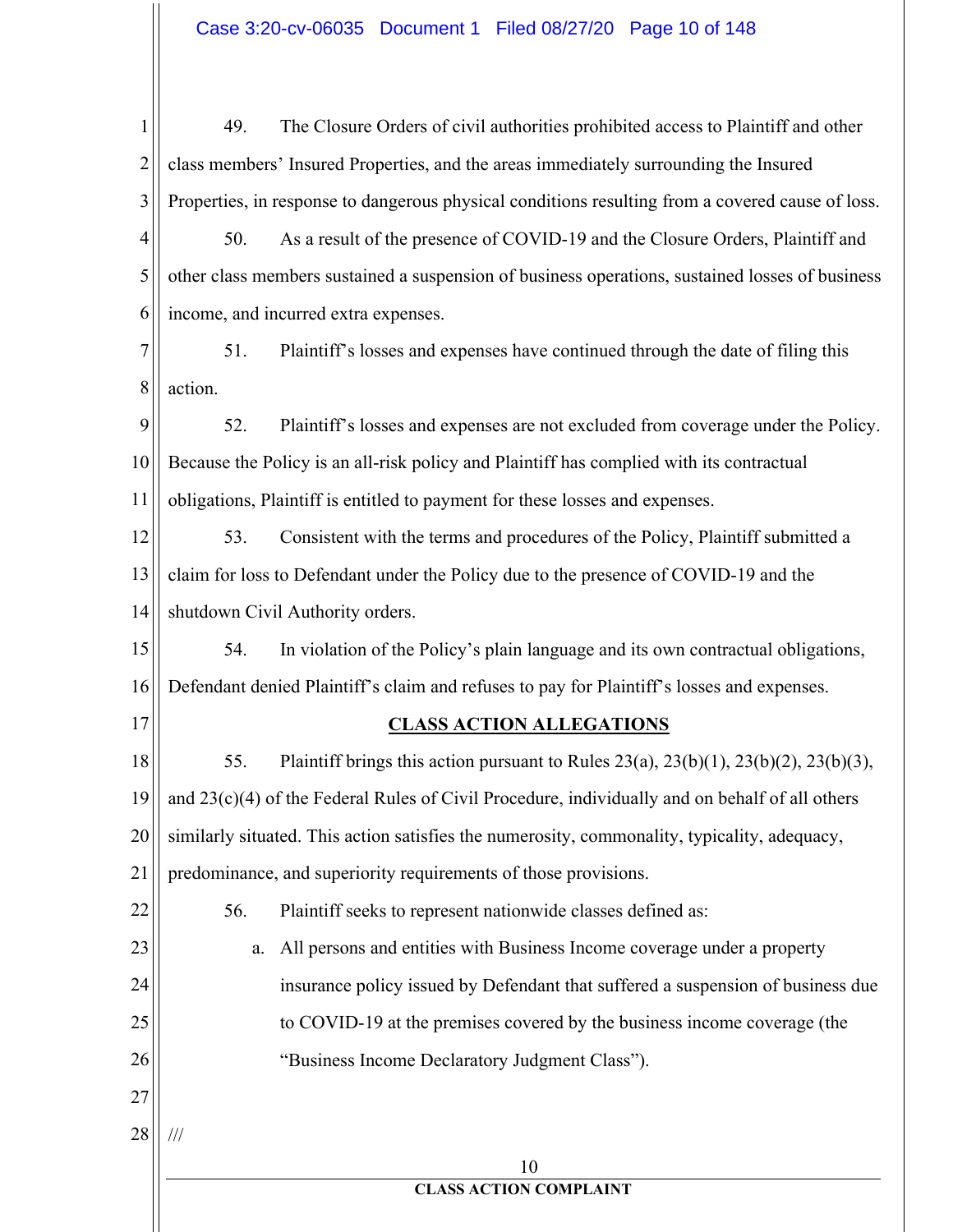49. The Closure Orders of civil authorities prohibited access to Plaintiff and other class members' Insured Properties, and the areas immediately surrounding the Insured Properties, in response to dangerous physical conditions resulting from a covered cause of loss.

50. As a result of the presence of COVID-19 and the Closure Orders, Plaintiff and other class members sustained a suspension of business operations, sustained losses of business income, and incurred extra expenses.

51. Plaintiff's losses and expenses have continued through the date of filing this action.

52. Plaintiff's losses and expenses are not excluded from coverage under the Policy. Because the Policy is an all-risk policy and Plaintiff has complied with its contractual obligations, Plaintiff is entitled to payment for these losses and expenses.

53. Consistent with the terms and procedures of the Policy, Plaintiff submitted a claim for loss to Defendant under the Policy due to the presence of COVID-19 and the shutdown Civil Authority orders.

54. In violation of the Policy's plain language and its own contractual obligations, Defendant denied Plaintiff's claim and refuses to pay for Plaintiff's losses and expenses.

## CLASS ACTION ALLEGATIONS

55. Plaintiff brings this action pursuant to Rules 23(a), 23(b)(1), 23(b)(2), 23(b)(3), and 23(c)(4) of the Federal Rules of Civil Procedure, individually and on behalf of all others similarly situated. This action satisfies the numerosity, commonality, typicality, adequacy, predominance, and superiority requirements of those provisions.

56. Plaintiff seeks to represent nationwide classes defined as:

a. All persons and entities with Business Income coverage under a property insurance policy issued by Defendant that suffered a suspension of business due to COVID-19 at the premises covered by the business income coverage (the "Business Income Declaratory Judgment Class").

///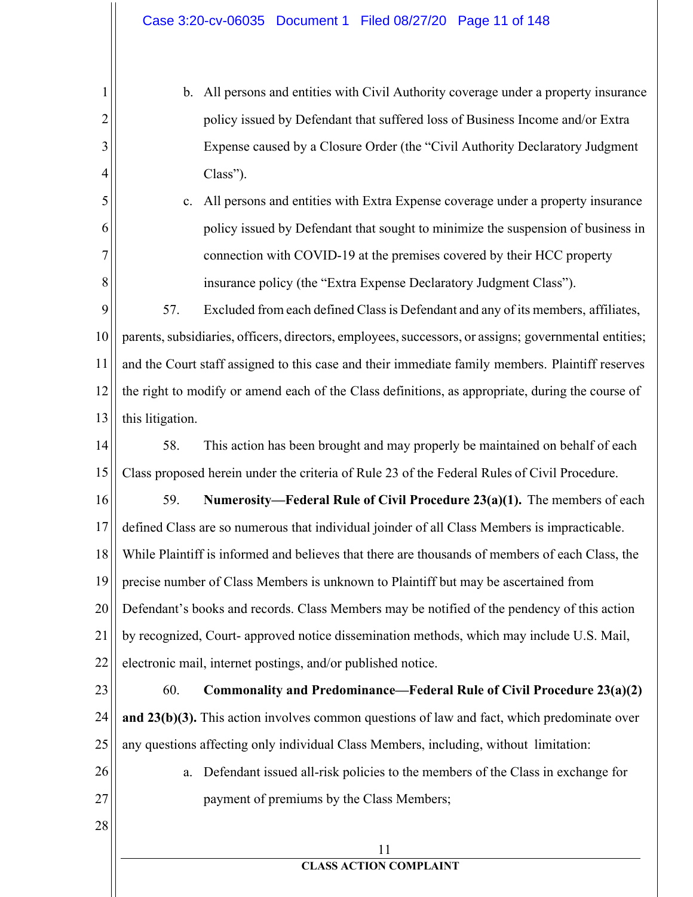b. All persons and entities with Civil Authority coverage under a property insurance policy issued by Defendant that suffered loss of Business Income and/or Extra Expense caused by a Closure Order (the "Civil Authority Declaratory Judgment Class").

c. All persons and entities with Extra Expense coverage under a property insurance policy issued by Defendant that sought to minimize the suspension of business in connection with COVID-19 at the premises covered by their HCC property insurance policy (the "Extra Expense Declaratory Judgment Class").

57. Excluded from each defined Class is Defendant and any of its members, affiliates, parents, subsidiaries, officers, directors, employees, successors, or assigns; governmental entities; and the Court staff assigned to this case and their immediate family members. Plaintiff reserves the right to modify or amend each of the Class definitions, as appropriate, during the course of this litigation.

58. This action has been brought and may properly be maintained on behalf of each Class proposed herein under the criteria of Rule 23 of the Federal Rules of Civil Procedure.

59. **Numerosity—Federal Rule of Civil Procedure 23(a)(1).** The members of each defined Class are so numerous that individual joinder of all Class Members is impracticable. While Plaintiff is informed and believes that there are thousands of members of each Class, the precise number of Class Members is unknown to Plaintiff but may be ascertained from Defendant's books and records. Class Members may be notified of the pendency of this action by recognized, Court- approved notice dissemination methods, which may include U.S. Mail, electronic mail, internet postings, and/or published notice.

60. **Commonality and Predominance—Federal Rule of Civil Procedure 23(a)(2) and 23(b)(3).** This action involves common questions of law and fact, which predominate over any questions affecting only individual Class Members, including, without limitation:

a. Defendant issued all-risk policies to the members of the Class in exchange for payment of premiums by the Class Members;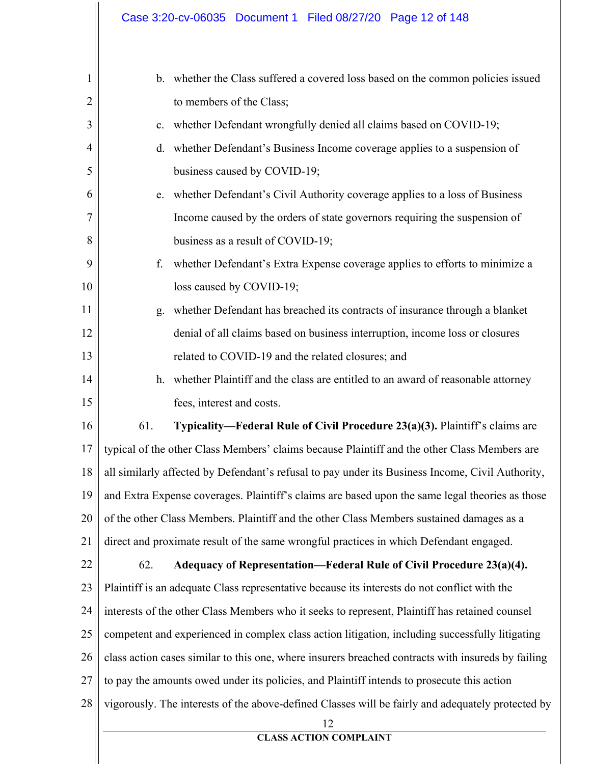b. whether the Class suffered a covered loss based on the common policies issued to members of the Class;

c. whether Defendant wrongfully denied all claims based on COVID-19;

d. whether Defendant's Business Income coverage applies to a suspension of business caused by COVID-19;

e. whether Defendant's Civil Authority coverage applies to a loss of Business Income caused by the orders of state governors requiring the suspension of business as a result of COVID-19;

f. whether Defendant's Extra Expense coverage applies to efforts to minimize a loss caused by COVID-19;

g. whether Defendant has breached its contracts of insurance through a blanket denial of all claims based on business interruption, income loss or closures related to COVID-19 and the related closures; and

h. whether Plaintiff and the class are entitled to an award of reasonable attorney fees, interest and costs.

61. **Typicality—Federal Rule of Civil Procedure 23(a)(3).** Plaintiff's claims are typical of the other Class Members' claims because Plaintiff and the other Class Members are all similarly affected by Defendant's refusal to pay under its Business Income, Civil Authority, and Extra Expense coverages. Plaintiff's claims are based upon the same legal theories as those of the other Class Members. Plaintiff and the other Class Members sustained damages as a direct and proximate result of the same wrongful practices in which Defendant engaged.

62. **Adequacy of Representation—Federal Rule of Civil Procedure 23(a)(4).** Plaintiff is an adequate Class representative because its interests do not conflict with the interests of the other Class Members who it seeks to represent, Plaintiff has retained counsel competent and experienced in complex class action litigation, including successfully litigating class action cases similar to this one, where insurers breached contracts with insureds by failing to pay the amounts owed under its policies, and Plaintiff intends to prosecute this action vigorously. The interests of the above-defined Classes will be fairly and adequately protected by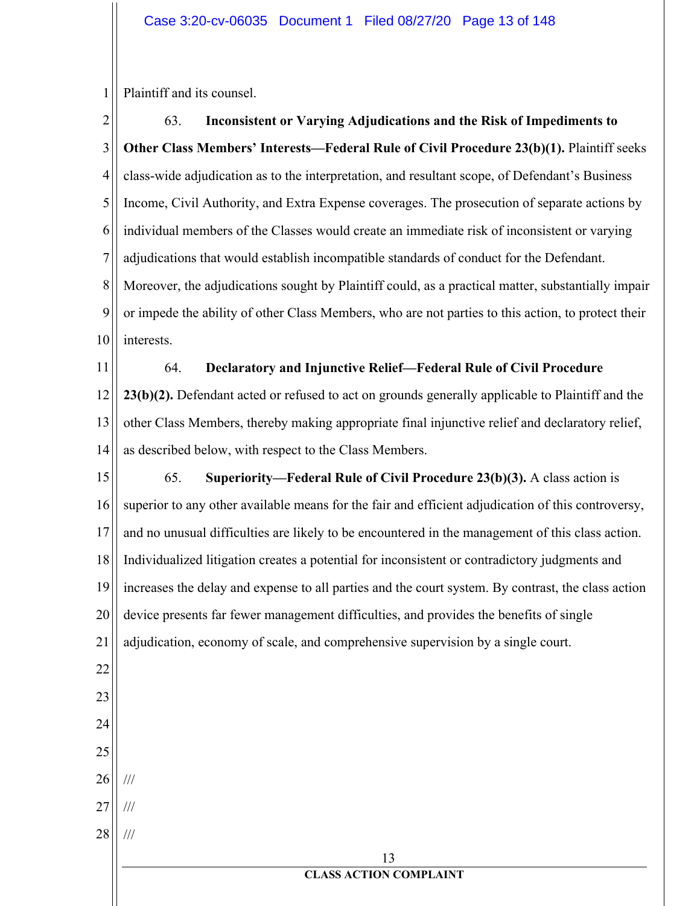Plaintiff and its counsel.

63. **Inconsistent or Varying Adjudications and the Risk of Impediments to Other Class Members' Interests—Federal Rule of Civil Procedure 23(b)(1).** Plaintiff seeks class-wide adjudication as to the interpretation, and resultant scope, of Defendant's Business Income, Civil Authority, and Extra Expense coverages. The prosecution of separate actions by individual members of the Classes would create an immediate risk of inconsistent or varying adjudications that would establish incompatible standards of conduct for the Defendant. Moreover, the adjudications sought by Plaintiff could, as a practical matter, substantially impair or impede the ability of other Class Members, who are not parties to this action, to protect their interests.

64. **Declaratory and Injunctive Relief—Federal Rule of Civil Procedure 23(b)(2).** Defendant acted or refused to act on grounds generally applicable to Plaintiff and the other Class Members, thereby making appropriate final injunctive relief and declaratory relief, as described below, with respect to the Class Members.

65. **Superiority—Federal Rule of Civil Procedure 23(b)(3).** A class action is superior to any other available means for the fair and efficient adjudication of this controversy, and no unusual difficulties are likely to be encountered in the management of this class action. Individualized litigation creates a potential for inconsistent or contradictory judgments and increases the delay and expense to all parties and the court system. By contrast, the class action device presents far fewer management difficulties, and provides the benefits of single adjudication, economy of scale, and comprehensive supervision by a single court.

///

///

///

**CLASS ACTION COMPLAINT**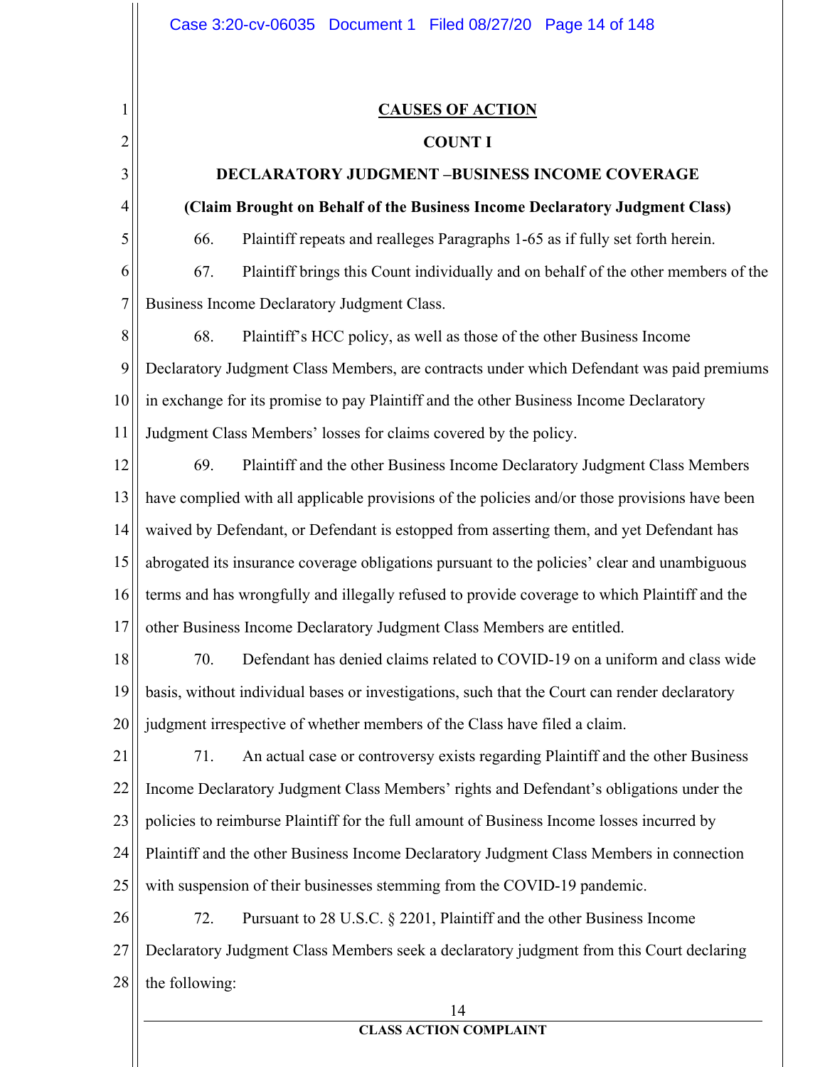## CAUSES OF ACTION

### COUNT I

### DECLARATORY JUDGMENT –BUSINESS INCOME COVERAGE

**(Claim Brought on Behalf of the Business Income Declaratory Judgment Class)**

66. Plaintiff repeats and realleges Paragraphs 1-65 as if fully set forth herein.

67. Plaintiff brings this Count individually and on behalf of the other members of the Business Income Declaratory Judgment Class.

68. Plaintiff's HCC policy, as well as those of the other Business Income Declaratory Judgment Class Members, are contracts under which Defendant was paid premiums in exchange for its promise to pay Plaintiff and the other Business Income Declaratory Judgment Class Members' losses for claims covered by the policy.

69. Plaintiff and the other Business Income Declaratory Judgment Class Members have complied with all applicable provisions of the policies and/or those provisions have been waived by Defendant, or Defendant is estopped from asserting them, and yet Defendant has abrogated its insurance coverage obligations pursuant to the policies' clear and unambiguous terms and has wrongfully and illegally refused to provide coverage to which Plaintiff and the other Business Income Declaratory Judgment Class Members are entitled.

70. Defendant has denied claims related to COVID-19 on a uniform and class wide basis, without individual bases or investigations, such that the Court can render declaratory judgment irrespective of whether members of the Class have filed a claim.

71. An actual case or controversy exists regarding Plaintiff and the other Business Income Declaratory Judgment Class Members' rights and Defendant's obligations under the policies to reimburse Plaintiff for the full amount of Business Income losses incurred by Plaintiff and the other Business Income Declaratory Judgment Class Members in connection with suspension of their businesses stemming from the COVID-19 pandemic.

72. Pursuant to 28 U.S.C. § 2201, Plaintiff and the other Business Income Declaratory Judgment Class Members seek a declaratory judgment from this Court declaring the following: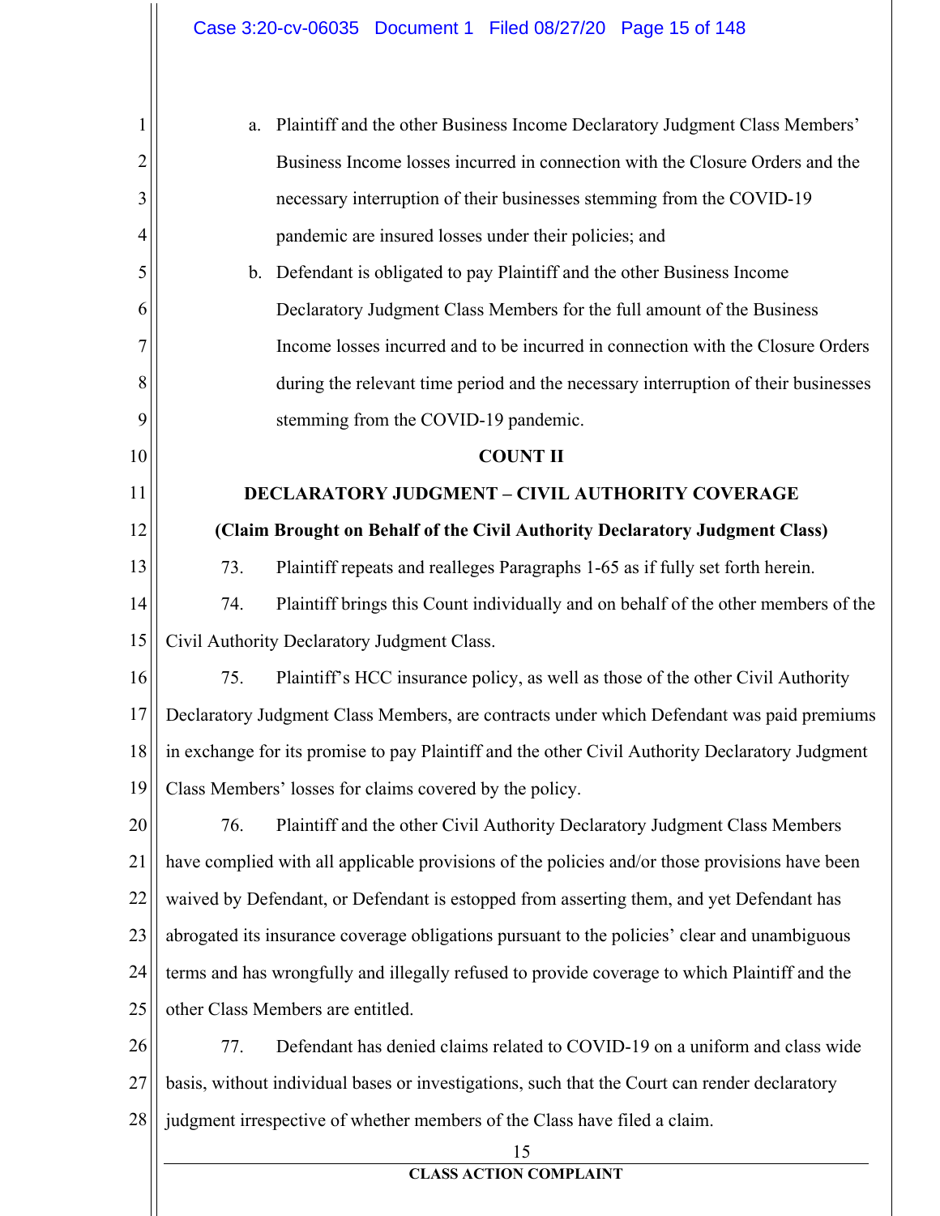a. Plaintiff and the other Business Income Declaratory Judgment Class Members' Business Income losses incurred in connection with the Closure Orders and the necessary interruption of their businesses stemming from the COVID-19 pandemic are insured losses under their policies; and

b. Defendant is obligated to pay Plaintiff and the other Business Income Declaratory Judgment Class Members for the full amount of the Business Income losses incurred and to be incurred in connection with the Closure Orders during the relevant time period and the necessary interruption of their businesses stemming from the COVID-19 pandemic.

**COUNT II**

**DECLARATORY JUDGMENT – CIVIL AUTHORITY COVERAGE**

**(Claim Brought on Behalf of the Civil Authority Declaratory Judgment Class)**

73. Plaintiff repeats and realleges Paragraphs 1-65 as if fully set forth herein.

74. Plaintiff brings this Count individually and on behalf of the other members of the Civil Authority Declaratory Judgment Class.

75. Plaintiff's HCC insurance policy, as well as those of the other Civil Authority Declaratory Judgment Class Members, are contracts under which Defendant was paid premiums in exchange for its promise to pay Plaintiff and the other Civil Authority Declaratory Judgment Class Members' losses for claims covered by the policy.

76. Plaintiff and the other Civil Authority Declaratory Judgment Class Members have complied with all applicable provisions of the policies and/or those provisions have been waived by Defendant, or Defendant is estopped from asserting them, and yet Defendant has abrogated its insurance coverage obligations pursuant to the policies' clear and unambiguous terms and has wrongfully and illegally refused to provide coverage to which Plaintiff and the other Class Members are entitled.

77. Defendant has denied claims related to COVID-19 on a uniform and class wide basis, without individual bases or investigations, such that the Court can render declaratory judgment irrespective of whether members of the Class have filed a claim.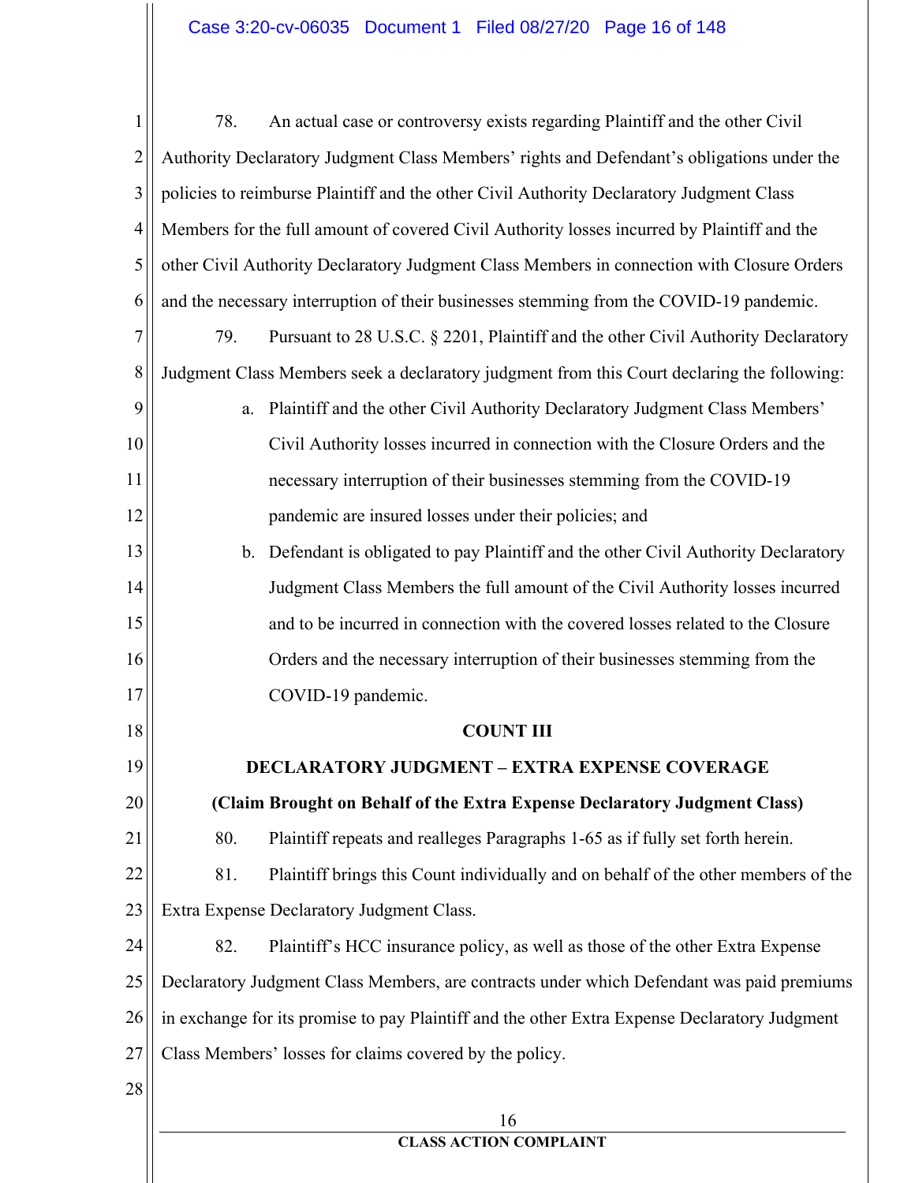78. An actual case or controversy exists regarding Plaintiff and the other Civil Authority Declaratory Judgment Class Members' rights and Defendant's obligations under the policies to reimburse Plaintiff and the other Civil Authority Declaratory Judgment Class Members for the full amount of covered Civil Authority losses incurred by Plaintiff and the other Civil Authority Declaratory Judgment Class Members in connection with Closure Orders and the necessary interruption of their businesses stemming from the COVID-19 pandemic.

79. Pursuant to 28 U.S.C. § 2201, Plaintiff and the other Civil Authority Declaratory Judgment Class Members seek a declaratory judgment from this Court declaring the following:

a. Plaintiff and the other Civil Authority Declaratory Judgment Class Members' Civil Authority losses incurred in connection with the Closure Orders and the necessary interruption of their businesses stemming from the COVID-19 pandemic are insured losses under their policies; and

b. Defendant is obligated to pay Plaintiff and the other Civil Authority Declaratory Judgment Class Members the full amount of the Civil Authority losses incurred and to be incurred in connection with the covered losses related to the Closure Orders and the necessary interruption of their businesses stemming from the COVID-19 pandemic.

**COUNT III**

**DECLARATORY JUDGMENT – EXTRA EXPENSE COVERAGE**

**(Claim Brought on Behalf of the Extra Expense Declaratory Judgment Class)**

80. Plaintiff repeats and realleges Paragraphs 1-65 as if fully set forth herein.

81. Plaintiff brings this Count individually and on behalf of the other members of the Extra Expense Declaratory Judgment Class.

82. Plaintiff's HCC insurance policy, as well as those of the other Extra Expense Declaratory Judgment Class Members, are contracts under which Defendant was paid premiums in exchange for its promise to pay Plaintiff and the other Extra Expense Declaratory Judgment Class Members' losses for claims covered by the policy.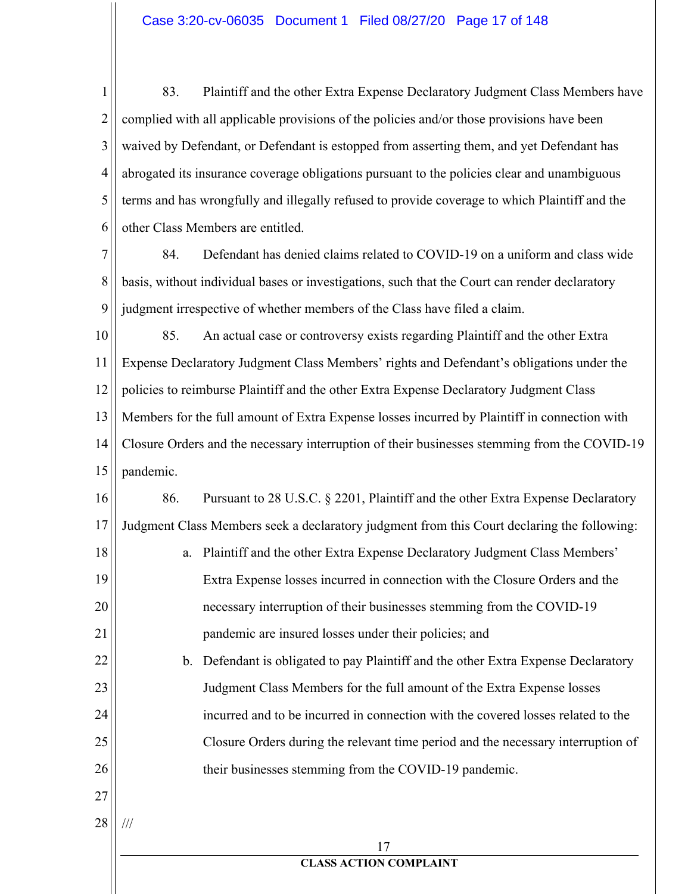83. Plaintiff and the other Extra Expense Declaratory Judgment Class Members have complied with all applicable provisions of the policies and/or those provisions have been waived by Defendant, or Defendant is estopped from asserting them, and yet Defendant has abrogated its insurance coverage obligations pursuant to the policies clear and unambiguous terms and has wrongfully and illegally refused to provide coverage to which Plaintiff and the other Class Members are entitled.

84. Defendant has denied claims related to COVID-19 on a uniform and class wide basis, without individual bases or investigations, such that the Court can render declaratory judgment irrespective of whether members of the Class have filed a claim.

85. An actual case or controversy exists regarding Plaintiff and the other Extra Expense Declaratory Judgment Class Members' rights and Defendant's obligations under the policies to reimburse Plaintiff and the other Extra Expense Declaratory Judgment Class Members for the full amount of Extra Expense losses incurred by Plaintiff in connection with Closure Orders and the necessary interruption of their businesses stemming from the COVID-19 pandemic.

86. Pursuant to 28 U.S.C. § 2201, Plaintiff and the other Extra Expense Declaratory Judgment Class Members seek a declaratory judgment from this Court declaring the following:

a. Plaintiff and the other Extra Expense Declaratory Judgment Class Members' Extra Expense losses incurred in connection with the Closure Orders and the necessary interruption of their businesses stemming from the COVID-19 pandemic are insured losses under their policies; and

b. Defendant is obligated to pay Plaintiff and the other Extra Expense Declaratory Judgment Class Members for the full amount of the Extra Expense losses incurred and to be incurred in connection with the covered losses related to the Closure Orders during the relevant time period and the necessary interruption of their businesses stemming from the COVID-19 pandemic.

///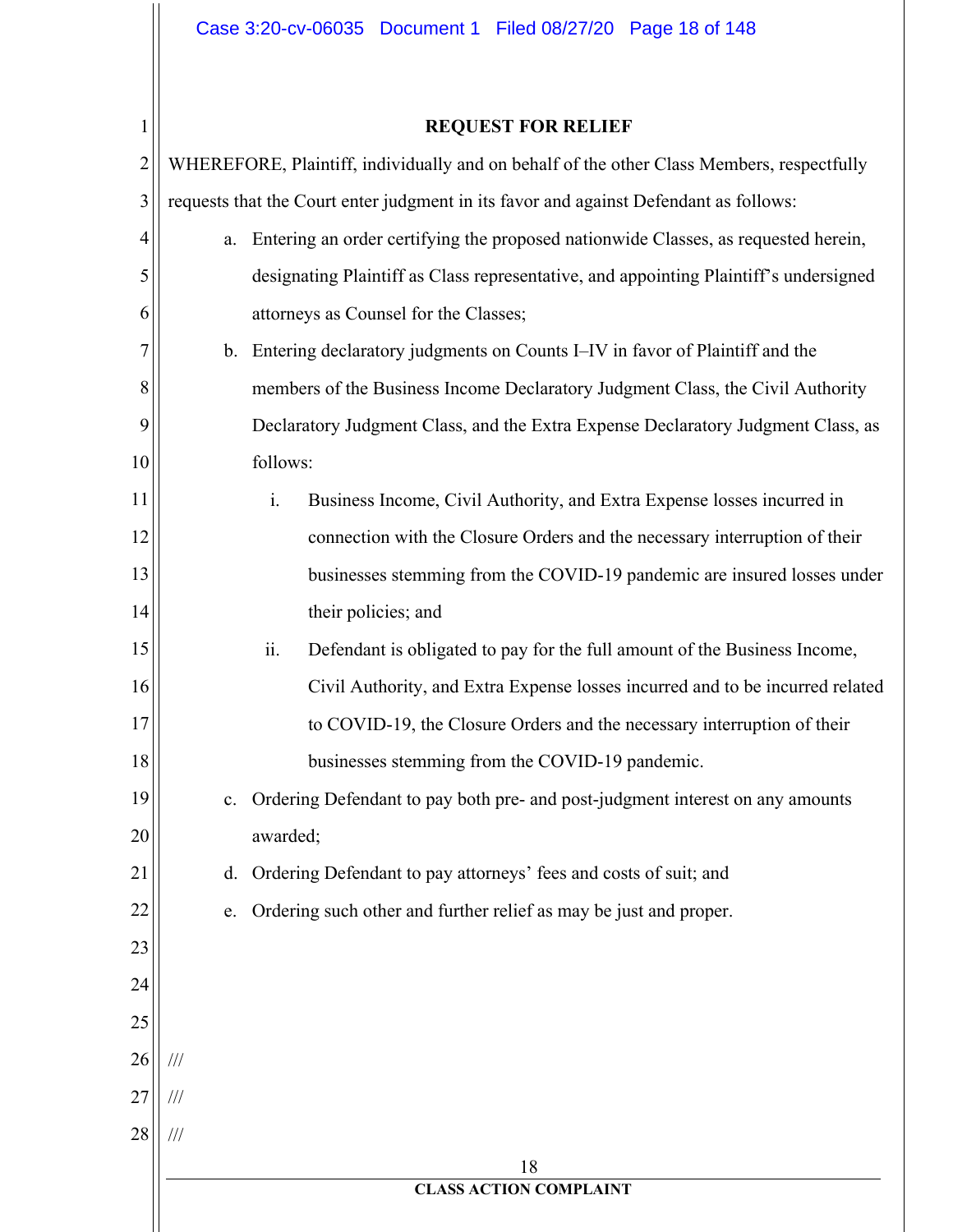## REQUEST FOR RELIEF

WHEREFORE, Plaintiff, individually and on behalf of the other Class Members, respectfully requests that the Court enter judgment in its favor and against Defendant as follows:

a. Entering an order certifying the proposed nationwide Classes, as requested herein, designating Plaintiff as Class representative, and appointing Plaintiff's undersigned attorneys as Counsel for the Classes;

b. Entering declaratory judgments on Counts I–IV in favor of Plaintiff and the members of the Business Income Declaratory Judgment Class, the Civil Authority Declaratory Judgment Class, and the Extra Expense Declaratory Judgment Class, as follows:

   i. Business Income, Civil Authority, and Extra Expense losses incurred in connection with the Closure Orders and the necessary interruption of their businesses stemming from the COVID-19 pandemic are insured losses under their policies; and

   ii. Defendant is obligated to pay for the full amount of the Business Income, Civil Authority, and Extra Expense losses incurred and to be incurred related to COVID-19, the Closure Orders and the necessary interruption of their businesses stemming from the COVID-19 pandemic.

c. Ordering Defendant to pay both pre- and post-judgment interest on any amounts awarded;

d. Ordering Defendant to pay attorneys' fees and costs of suit; and

e. Ordering such other and further relief as may be just and proper.

///

///

///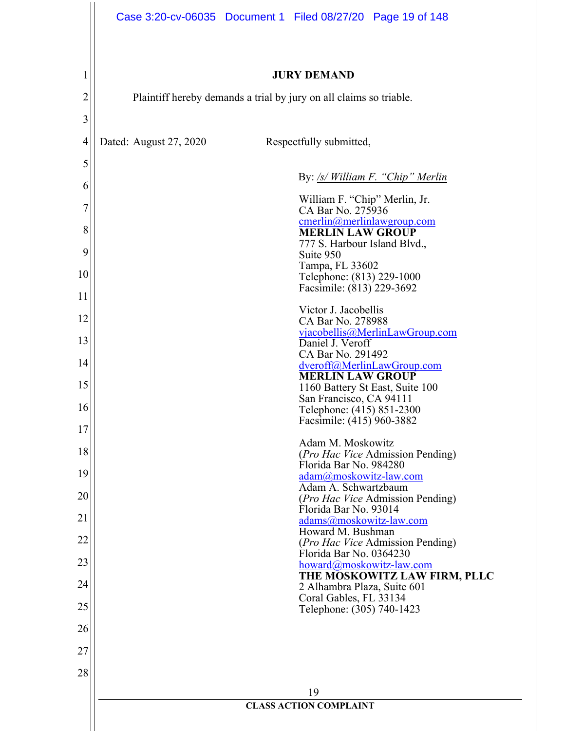## JURY DEMAND

Plaintiff hereby demands a trial by jury on all claims so triable.

Dated: August 27, 2020

Respectfully submitted,

By: /s/ William F. "Chip" Merlin

William F. "Chip" Merlin, Jr.
CA Bar No. 275936
cmerlin@merlinlawgroup.com
**MERLIN LAW GROUP**
777 S. Harbour Island Blvd.,
Suite 950
Tampa, FL 33602
Telephone: (813) 229-1000
Facsimile: (813) 229-3692

Victor J. Jacobellis
CA Bar No. 278988
vjacobellis@MerlinLawGroup.com
Daniel J. Veroff
CA Bar No. 291492
dveroff@MerlinLawGroup.com
**MERLIN LAW GROUP**
1160 Battery St East, Suite 100
San Francisco, CA 94111
Telephone: (415) 851-2300
Facsimile: (415) 960-3882

Adam M. Moskowitz
(*Pro Hac Vice* Admission Pending)
Florida Bar No. 984280
adam@moskowitz-law.com
Adam A. Schwartzbaum
(*Pro Hac Vice* Admission Pending)
Florida Bar No. 93014
adams@moskowitz-law.com
Howard M. Bushman
(*Pro Hac Vice* Admission Pending)
Florida Bar No. 0364230
howard@moskowitz-law.com
**THE MOSKOWITZ LAW FIRM, PLLC**
2 Alhambra Plaza, Suite 601
Coral Gables, FL 33134
Telephone: (305) 740-1423